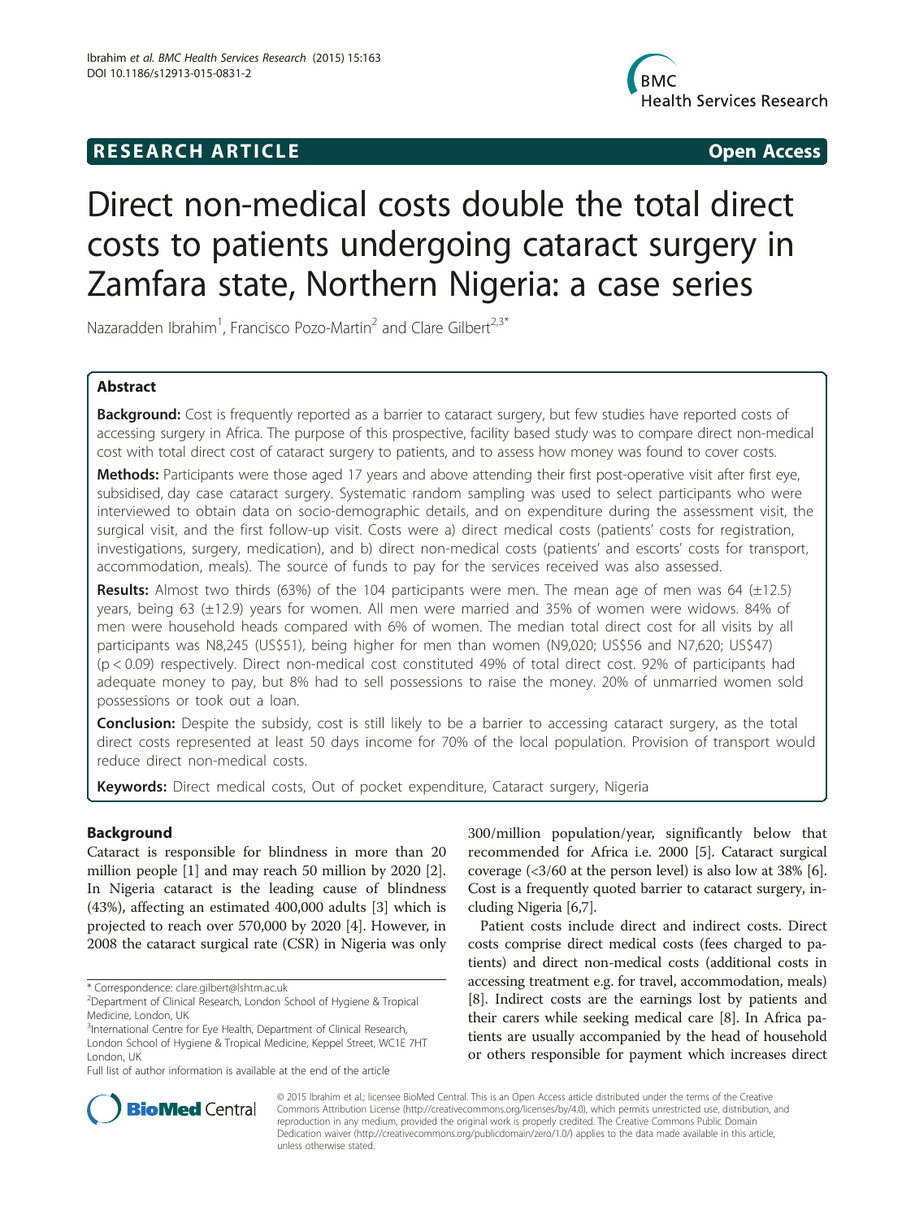**RESEARCH ARTICLE** **Open Access**

# Direct non-medical costs double the total direct costs to patients undergoing cataract surgery in Zamfara state, Northern Nigeria: a case series

Nazaradden Ibrahim[1], Francisco Pozo-Martin[2] and Clare Gilbert[2,3*]

## Abstract

**Background:** Cost is frequently reported as a barrier to cataract surgery, but few studies have reported costs of accessing surgery in Africa. The purpose of this prospective, facility based study was to compare direct non-medical cost with total direct cost of cataract surgery to patients, and to assess how money was found to cover costs.

**Methods:** Participants were those aged 17 years and above attending their first post-operative visit after first eye, subsidised, day case cataract surgery. Systematic random sampling was used to select participants who were interviewed to obtain data on socio-demographic details, and on expenditure during the assessment visit, the surgical visit, and the first follow-up visit. Costs were a) direct medical costs (patients' costs for registration, investigations, surgery, medication), and b) direct non-medical costs (patients' and escorts' costs for transport, accommodation, meals). The source of funds to pay for the services received was also assessed.

**Results:** Almost two thirds (63%) of the 104 participants were men. The mean age of men was 64 (±12.5) years, being 63 (±12.9) years for women. All men were married and 35% of women were widows. 84% of men were household heads compared with 6% of women. The median total direct cost for all visits by all participants was N8,245 (US$51), being higher for men than women (N9,020; US$56 and N7,620; US$47) ($p < 0.09$) respectively. Direct non-medical cost constituted 49% of total direct cost. 92% of participants had adequate money to pay, but 8% had to sell possessions to raise the money. 20% of unmarried women sold possessions or took out a loan.

**Conclusion:** Despite the subsidy, cost is still likely to be a barrier to accessing cataract surgery, as the total direct costs represented at least 50 days income for 70% of the local population. Provision of transport would reduce direct non-medical costs.

**Keywords:** Direct medical costs, Out of pocket expenditure, Cataract surgery, Nigeria

## Background

Cataract is responsible for blindness in more than 20 million people [1] and may reach 50 million by 2020 [2]. In Nigeria cataract is the leading cause of blindness (43%), affecting an estimated 400,000 adults [3] which is projected to reach over 570,000 by 2020 [4]. However, in 2008 the cataract surgical rate (CSR) in Nigeria was only 300/million population/year, significantly below that recommended for Africa i.e. 2000 [5]. Cataract surgical coverage (<3/60 at the person level) is also low at 38% [6]. Cost is a frequently quoted barrier to cataract surgery, including Nigeria [6,7].

Patient costs include direct and indirect costs. Direct costs comprise direct medical costs (fees charged to patients) and direct non-medical costs (additional costs in accessing treatment e.g. for travel, accommodation, meals) [8]. Indirect costs are the earnings lost by patients and their carers while seeking medical care [8]. In Africa patients are usually accompanied by the head of household or others responsible for payment which increases direct

\* Correspondence: clare.gilbert@lshtm.ac.uk
[2]Department of Clinical Research, London School of Hygiene & Tropical Medicine, London, UK
[3]International Centre for Eye Health, Department of Clinical Research, London School of Hygiene & Tropical Medicine, Keppel Street, WC1E 7HT London, UK
Full list of author information is available at the end of the article

© 2015 Ibrahim et al.; licensee BioMed Central. This is an Open Access article distributed under the terms of the Creative Commons Attribution License (http://creativecommons.org/licenses/by/4.0), which permits unrestricted use, distribution, and reproduction in any medium, provided the original work is properly credited. The Creative Commons Public Domain Dedication waiver (http://creativecommons.org/publicdomain/zero/1.0/) applies to the data made available in this article, unless otherwise stated.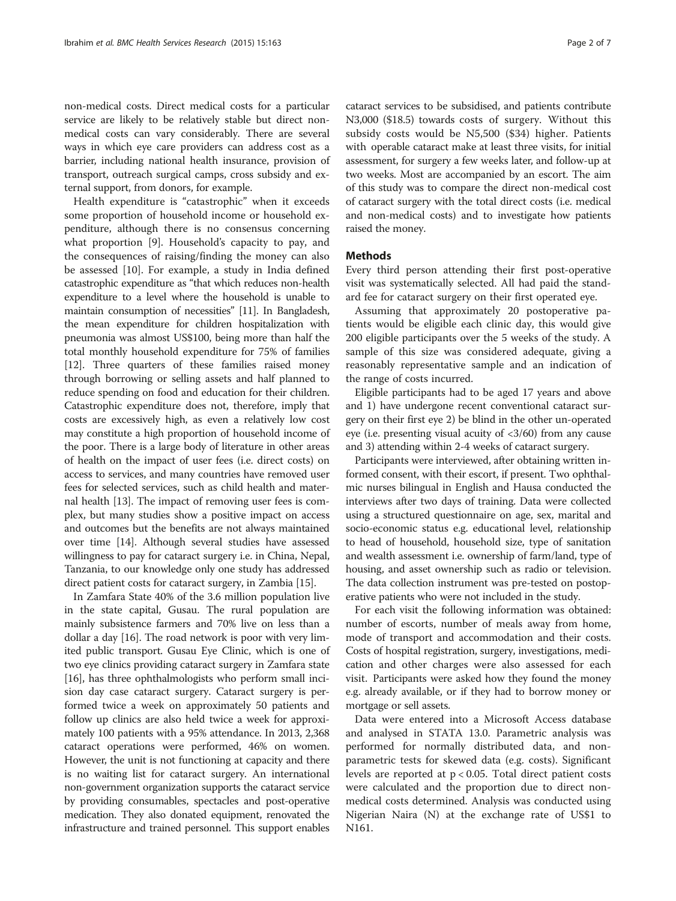non-medical costs. Direct medical costs for a particular service are likely to be relatively stable but direct non-medical costs can vary considerably. There are several ways in which eye care providers can address cost as a barrier, including national health insurance, provision of transport, outreach surgical camps, cross subsidy and external support, from donors, for example.

Health expenditure is "catastrophic" when it exceeds some proportion of household income or household expenditure, although there is no consensus concerning what proportion [9]. Household's capacity to pay, and the consequences of raising/finding the money can also be assessed [10]. For example, a study in India defined catastrophic expenditure as "that which reduces non-health expenditure to a level where the household is unable to maintain consumption of necessities" [11]. In Bangladesh, the mean expenditure for children hospitalization with pneumonia was almost US$100, being more than half the total monthly household expenditure for 75% of families [12]. Three quarters of these families raised money through borrowing or selling assets and half planned to reduce spending on food and education for their children. Catastrophic expenditure does not, therefore, imply that costs are excessively high, as even a relatively low cost may constitute a high proportion of household income of the poor. There is a large body of literature in other areas of health on the impact of user fees (i.e. direct costs) on access to services, and many countries have removed user fees for selected services, such as child health and maternal health [13]. The impact of removing user fees is complex, but many studies show a positive impact on access and outcomes but the benefits are not always maintained over time [14]. Although several studies have assessed willingness to pay for cataract surgery i.e. in China, Nepal, Tanzania, to our knowledge only one study has addressed direct patient costs for cataract surgery, in Zambia [15].

In Zamfara State 40% of the 3.6 million population live in the state capital, Gusau. The rural population are mainly subsistence farmers and 70% live on less than a dollar a day [16]. The road network is poor with very limited public transport. Gusau Eye Clinic, which is one of two eye clinics providing cataract surgery in Zamfara state [16], has three ophthalmologists who perform small incision day case cataract surgery. Cataract surgery is performed twice a week on approximately 50 patients and follow up clinics are also held twice a week for approximately 100 patients with a 95% attendance. In 2013, 2,368 cataract operations were performed, 46% on women. However, the unit is not functioning at capacity and there is no waiting list for cataract surgery. An international non-government organization supports the cataract service by providing consumables, spectacles and post-operative medication. They also donated equipment, renovated the infrastructure and trained personnel. This support enables cataract services to be subsidised, and patients contribute N3,000 ($18.5) towards costs of surgery. Without this subsidy costs would be N5,500 ($34) higher. Patients with operable cataract make at least three visits, for initial assessment, for surgery a few weeks later, and follow-up at two weeks. Most are accompanied by an escort. The aim of this study was to compare the direct non-medical cost of cataract surgery with the total direct costs (i.e. medical and non-medical costs) and to investigate how patients raised the money.

## Methods

Every third person attending their first post-operative visit was systematically selected. All had paid the standard fee for cataract surgery on their first operated eye.

Assuming that approximately 20 postoperative patients would be eligible each clinic day, this would give 200 eligible participants over the 5 weeks of the study. A sample of this size was considered adequate, giving a reasonably representative sample and an indication of the range of costs incurred.

Eligible participants had to be aged 17 years and above and 1) have undergone recent conventional cataract surgery on their first eye 2) be blind in the other un-operated eye (i.e. presenting visual acuity of <3/60) from any cause and 3) attending within 2-4 weeks of cataract surgery.

Participants were interviewed, after obtaining written informed consent, with their escort, if present. Two ophthalmic nurses bilingual in English and Hausa conducted the interviews after two days of training. Data were collected using a structured questionnaire on age, sex, marital and socio-economic status e.g. educational level, relationship to head of household, household size, type of sanitation and wealth assessment i.e. ownership of farm/land, type of housing, and asset ownership such as radio or television. The data collection instrument was pre-tested on postoperative patients who were not included in the study.

For each visit the following information was obtained: number of escorts, number of meals away from home, mode of transport and accommodation and their costs. Costs of hospital registration, surgery, investigations, medication and other charges were also assessed for each visit. Participants were asked how they found the money e.g. already available, or if they had to borrow money or mortgage or sell assets.

Data were entered into a Microsoft Access database and analysed in STATA 13.0. Parametric analysis was performed for normally distributed data, and non-parametric tests for skewed data (e.g. costs). Significant levels are reported at $p < 0.05$. Total direct patient costs were calculated and the proportion due to direct non-medical costs determined. Analysis was conducted using Nigerian Naira (N) at the exchange rate of US$1 to N161.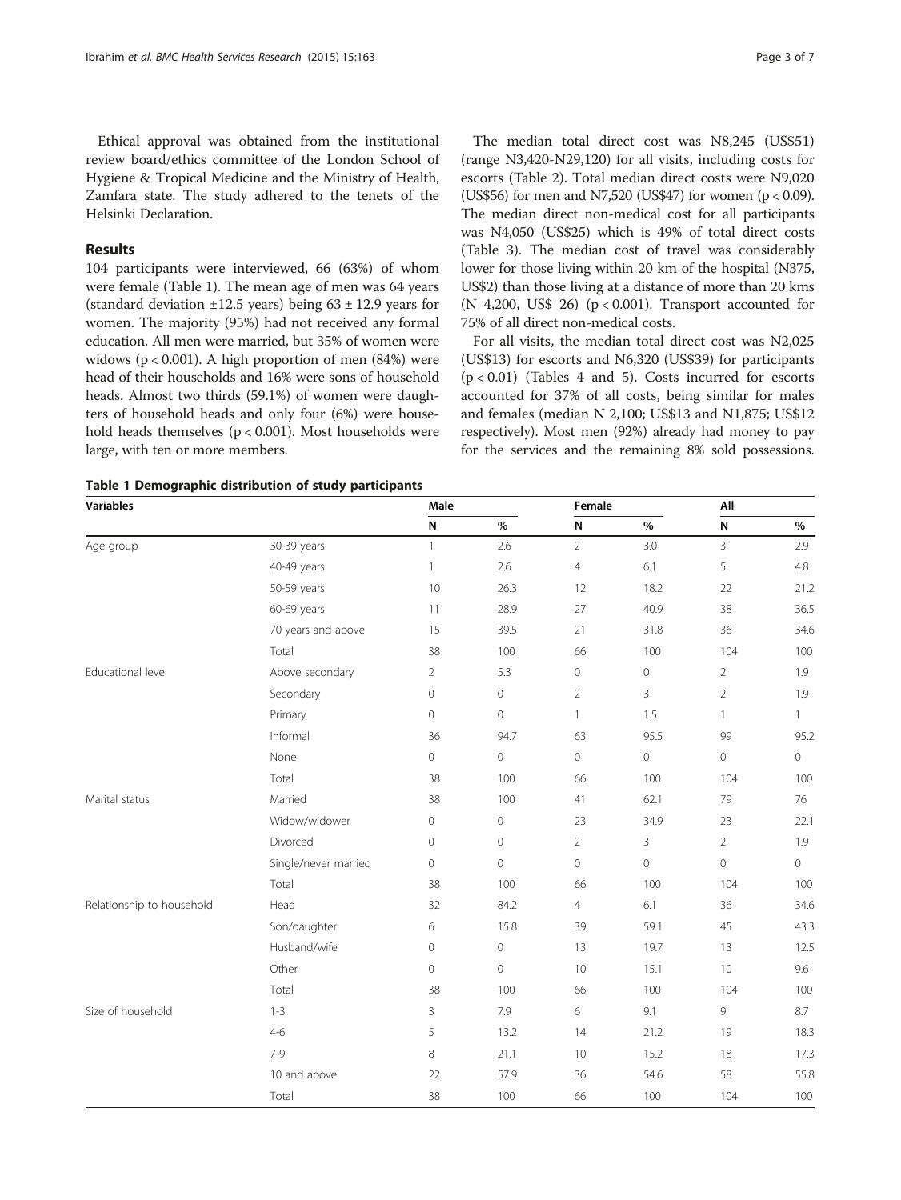Ethical approval was obtained from the institutional review board/ethics committee of the London School of Hygiene & Tropical Medicine and the Ministry of Health, Zamfara state. The study adhered to the tenets of the Helsinki Declaration.

## Results

104 participants were interviewed, 66 (63%) of whom were female (Table 1). The mean age of men was 64 years (standard deviation ±12.5 years) being 63 ± 12.9 years for women. The majority (95%) had not received any formal education. All men were married, but 35% of women were widows ($p < 0.001$). A high proportion of men (84%) were head of their households and 16% were sons of household heads. Almost two thirds (59.1%) of women were daughters of household heads and only four (6%) were household heads themselves ($p < 0.001$). Most households were large, with ten or more members.

The median total direct cost was N8,245 (US$51) (range N3,420-N29,120) for all visits, including costs for escorts (Table 2). Total median direct costs were N9,020 (US$56) for men and N7,520 (US$47) for women ($p < 0.09$). The median direct non-medical cost for all participants was N4,050 (US$25) which is 49% of total direct costs (Table 3). The median cost of travel was considerably lower for those living within 20 km of the hospital (N375, US$2) than those living at a distance of more than 20 kms (N 4,200, US$ 26) ($p < 0.001$). Transport accounted for 75% of all direct non-medical costs.

For all visits, the median total direct cost was N2,025 (US$13) for escorts and N6,320 (US$39) for participants ($p < 0.01$) (Tables 4 and 5). Costs incurred for escorts accounted for 37% of all costs, being similar for males and females (median N 2,100; US$13 and N1,875; US$12 respectively). Most men (92%) already had money to pay for the services and the remaining 8% sold possessions.

**Table 1 Demographic distribution of study participants**

| Variables | | Male | | Female | | All | |
|---|---|---|---|---|---|---|---|
| | | N | % | N | % | N | % |
| Age group | 30-39 years | 1 | 2.6 | 2 | 3.0 | 3 | 2.9 |
| | 40-49 years | 1 | 2.6 | 4 | 6.1 | 5 | 4.8 |
| | 50-59 years | 10 | 26.3 | 12 | 18.2 | 22 | 21.2 |
| | 60-69 years | 11 | 28.9 | 27 | 40.9 | 38 | 36.5 |
| | 70 years and above | 15 | 39.5 | 21 | 31.8 | 36 | 34.6 |
| | Total | 38 | 100 | 66 | 100 | 104 | 100 |
| Educational level | Above secondary | 2 | 5.3 | 0 | 0 | 2 | 1.9 |
| | Secondary | 0 | 0 | 2 | 3 | 2 | 1.9 |
| | Primary | 0 | 0 | 1 | 1.5 | 1 | 1 |
| | Informal | 36 | 94.7 | 63 | 95.5 | 99 | 95.2 |
| | None | 0 | 0 | 0 | 0 | 0 | 0 |
| | Total | 38 | 100 | 66 | 100 | 104 | 100 |
| Marital status | Married | 38 | 100 | 41 | 62.1 | 79 | 76 |
| | Widow/widower | 0 | 0 | 23 | 34.9 | 23 | 22.1 |
| | Divorced | 0 | 0 | 2 | 3 | 2 | 1.9 |
| | Single/never married | 0 | 0 | 0 | 0 | 0 | 0 |
| | Total | 38 | 100 | 66 | 100 | 104 | 100 |
| Relationship to household | Head | 32 | 84.2 | 4 | 6.1 | 36 | 34.6 |
| | Son/daughter | 6 | 15.8 | 39 | 59.1 | 45 | 43.3 |
| | Husband/wife | 0 | 0 | 13 | 19.7 | 13 | 12.5 |
| | Other | 0 | 0 | 10 | 15.1 | 10 | 9.6 |
| | Total | 38 | 100 | 66 | 100 | 104 | 100 |
| Size of household | 1-3 | 3 | 7.9 | 6 | 9.1 | 9 | 8.7 |
| | 4-6 | 5 | 13.2 | 14 | 21.2 | 19 | 18.3 |
| | 7-9 | 8 | 21.1 | 10 | 15.2 | 18 | 17.3 |
| | 10 and above | 22 | 57.9 | 36 | 54.6 | 58 | 55.8 |
| | Total | 38 | 100 | 66 | 100 | 104 | 100 |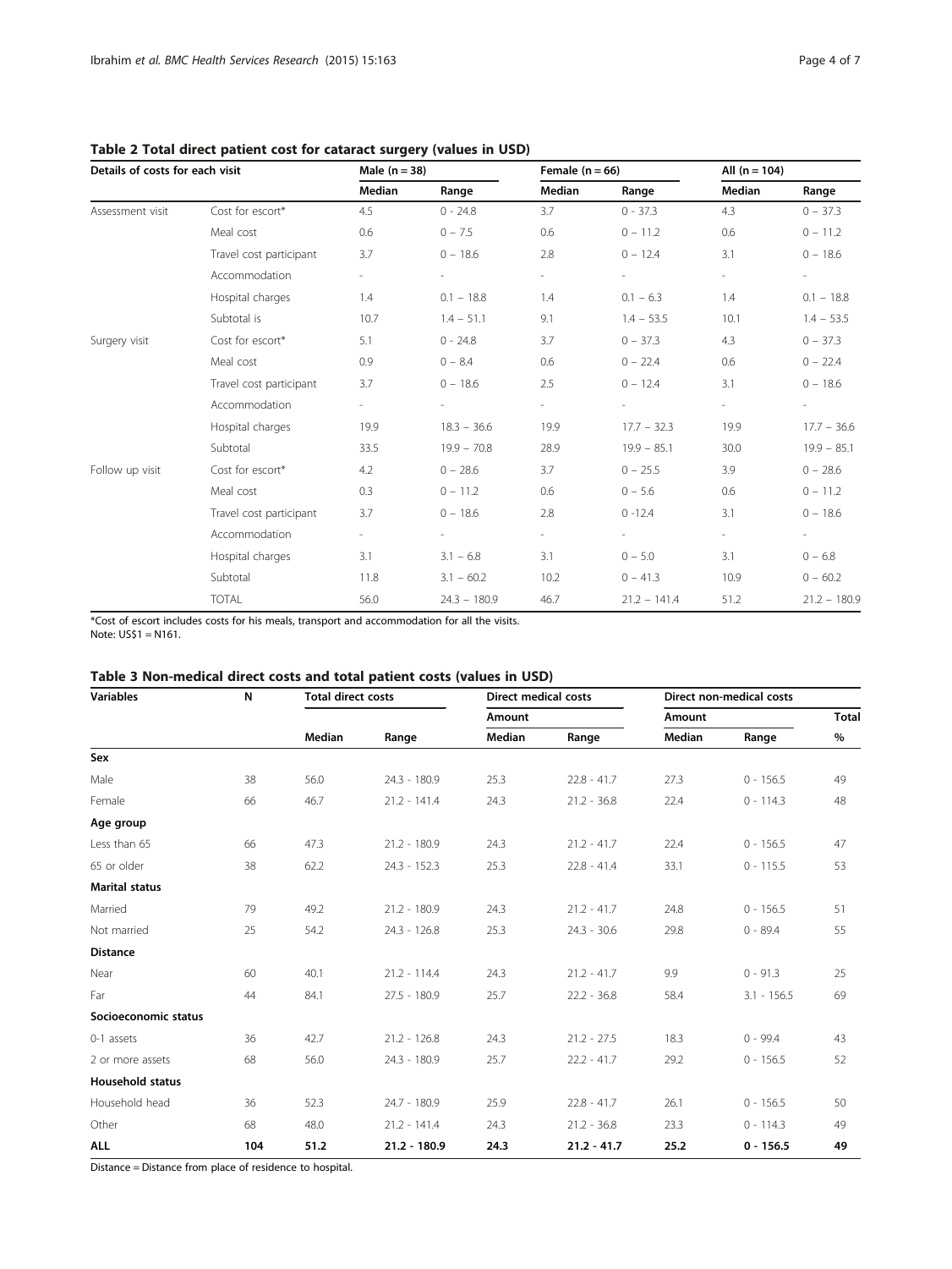**Table 2 Total direct patient cost for cataract surgery (values in USD)**

| Details of costs for each visit | | Male (n = 38) | | Female (n = 66) | | All (n = 104) | |
|---|---|---|---|---|---|---|---|
| | | Median | Range | Median | Range | Median | Range |
| Assessment visit | Cost for escort* | 4.5 | 0 - 24.8 | 3.7 | 0 - 37.3 | 4.3 | 0 – 37.3 |
| | Meal cost | 0.6 | 0 – 7.5 | 0.6 | 0 – 11.2 | 0.6 | 0 – 11.2 |
| | Travel cost participant | 3.7 | 0 – 18.6 | 2.8 | 0 – 12.4 | 3.1 | 0 – 18.6 |
| | Accommodation | - | - | - | - | - | - |
| | Hospital charges | 1.4 | 0.1 – 18.8 | 1.4 | 0.1 – 6.3 | 1.4 | 0.1 – 18.8 |
| | Subtotal is | 10.7 | 1.4 – 51.1 | 9.1 | 1.4 – 53.5 | 10.1 | 1.4 – 53.5 |
| Surgery visit | Cost for escort* | 5.1 | 0 - 24.8 | 3.7 | 0 – 37.3 | 4.3 | 0 – 37.3 |
| | Meal cost | 0.9 | 0 – 8.4 | 0.6 | 0 – 22.4 | 0.6 | 0 – 22.4 |
| | Travel cost participant | 3.7 | 0 – 18.6 | 2.5 | 0 – 12.4 | 3.1 | 0 – 18.6 |
| | Accommodation | - | - | - | - | - | - |
| | Hospital charges | 19.9 | 18.3 – 36.6 | 19.9 | 17.7 – 32.3 | 19.9 | 17.7 – 36.6 |
| | Subtotal | 33.5 | 19.9 – 70.8 | 28.9 | 19.9 – 85.1 | 30.0 | 19.9 – 85.1 |
| Follow up visit | Cost for escort* | 4.2 | 0 – 28.6 | 3.7 | 0 – 25.5 | 3.9 | 0 – 28.6 |
| | Meal cost | 0.3 | 0 – 11.2 | 0.6 | 0 – 5.6 | 0.6 | 0 – 11.2 |
| | Travel cost participant | 3.7 | 0 – 18.6 | 2.8 | 0 -12.4 | 3.1 | 0 – 18.6 |
| | Accommodation | - | - | - | - | - | - |
| | Hospital charges | 3.1 | 3.1 – 6.8 | 3.1 | 0 – 5.0 | 3.1 | 0 – 6.8 |
| | Subtotal | 11.8 | 3.1 – 60.2 | 10.2 | 0 – 41.3 | 10.9 | 0 – 60.2 |
| | TOTAL | 56.0 | 24.3 – 180.9 | 46.7 | 21.2 – 141.4 | 51.2 | 21.2 – 180.9 |

*Cost of escort includes costs for his meals, transport and accommodation for all the visits.
Note: US$1 = N161.

**Table 3 Non-medical direct costs and total patient costs (values in USD)**

| Variables | N | Total direct costs | | Direct medical costs | | Direct non-medical costs | | |
|---|---|---|---|---|---|---|---|---|
| | | | | Amount | | Amount | | Total |
| | | Median | Range | Median | Range | Median | Range | % |
| **Sex** | | | | | | | | |
| Male | 38 | 56.0 | 24.3 - 180.9 | 25.3 | 22.8 - 41.7 | 27.3 | 0 - 156.5 | 49 |
| Female | 66 | 46.7 | 21.2 - 141.4 | 24.3 | 21.2 - 36.8 | 22.4 | 0 - 114.3 | 48 |
| **Age group** | | | | | | | | |
| Less than 65 | 66 | 47.3 | 21.2 - 180.9 | 24.3 | 21.2 - 41.7 | 22.4 | 0 - 156.5 | 47 |
| 65 or older | 38 | 62.2 | 24.3 - 152.3 | 25.3 | 22.8 - 41.4 | 33.1 | 0 - 115.5 | 53 |
| **Marital status** | | | | | | | | |
| Married | 79 | 49.2 | 21.2 - 180.9 | 24.3 | 21.2 - 41.7 | 24.8 | 0 - 156.5 | 51 |
| Not married | 25 | 54.2 | 24.3 - 126.8 | 25.3 | 24.3 - 30.6 | 29.8 | 0 - 89.4 | 55 |
| **Distance** | | | | | | | | |
| Near | 60 | 40.1 | 21.2 - 114.4 | 24.3 | 21.2 - 41.7 | 9.9 | 0 - 91.3 | 25 |
| Far | 44 | 84.1 | 27.5 - 180.9 | 25.7 | 22.2 - 36.8 | 58.4 | 3.1 - 156.5 | 69 |
| **Socioeconomic status** | | | | | | | | |
| 0-1 assets | 36 | 42.7 | 21.2 - 126.8 | 24.3 | 21.2 - 27.5 | 18.3 | 0 - 99.4 | 43 |
| 2 or more assets | 68 | 56.0 | 24.3 - 180.9 | 25.7 | 22.2 - 41.7 | 29.2 | 0 - 156.5 | 52 |
| **Household status** | | | | | | | | |
| Household head | 36 | 52.3 | 24.7 - 180.9 | 25.9 | 22.8 - 41.7 | 26.1 | 0 - 156.5 | 50 |
| Other | 68 | 48.0 | 21.2 - 141.4 | 24.3 | 21.2 - 36.8 | 23.3 | 0 - 114.3 | 49 |
| **ALL** | **104** | **51.2** | **21.2 - 180.9** | **24.3** | **21.2 - 41.7** | **25.2** | **0 - 156.5** | **49** |

Distance = Distance from place of residence to hospital.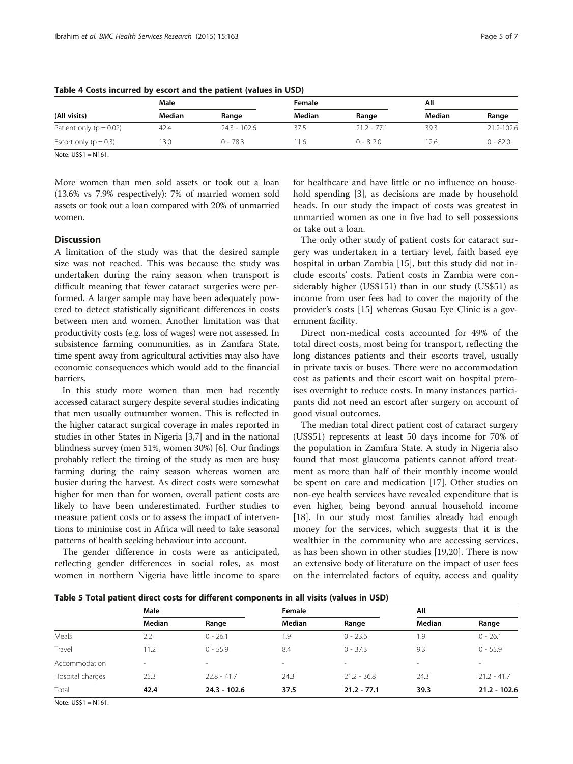**Table 4 Costs incurred by escort and the patient (values in USD)**

| (All visits) | Male | | Female | | All | |
|---|---|---|---|---|---|---|
| | Median | Range | Median | Range | Median | Range |
| Patient only ($p = 0.02$) | 42.4 | 24.3 - 102.6 | 37.5 | 21.2 - 77.1 | 39.3 | 21.2-102.6 |
| Escort only ($p = 0.3$) | 13.0 | 0 - 78.3 | 11.6 | 0 - 8 2.0 | 12.6 | 0 - 82.0 |

Note: US$1 = N161.

More women than men sold assets or took out a loan (13.6% vs 7.9% respectively): 7% of married women sold assets or took out a loan compared with 20% of unmarried women.

## Discussion

A limitation of the study was that the desired sample size was not reached. This was because the study was undertaken during the rainy season when transport is difficult meaning that fewer cataract surgeries were performed. A larger sample may have been adequately powered to detect statistically significant differences in costs between men and women. Another limitation was that productivity costs (e.g. loss of wages) were not assessed. In subsistence farming communities, as in Zamfara State, time spent away from agricultural activities may also have economic consequences which would add to the financial barriers.

In this study more women than men had recently accessed cataract surgery despite several studies indicating that men usually outnumber women. This is reflected in the higher cataract surgical coverage in males reported in studies in other States in Nigeria [3,7] and in the national blindness survey (men 51%, women 30%) [6]. Our findings probably reflect the timing of the study as men are busy farming during the rainy season whereas women are busier during the harvest. As direct costs were somewhat higher for men than for women, overall patient costs are likely to have been underestimated. Further studies to measure patient costs or to assess the impact of interventions to minimise cost in Africa will need to take seasonal patterns of health seeking behaviour into account.

The gender difference in costs were as anticipated, reflecting gender differences in social roles, as most women in northern Nigeria have little income to spare for healthcare and have little or no influence on household spending [3], as decisions are made by household heads. In our study the impact of costs was greatest in unmarried women as one in five had to sell possessions or take out a loan.

The only other study of patient costs for cataract surgery was undertaken in a tertiary level, faith based eye hospital in urban Zambia [15], but this study did not include escorts' costs. Patient costs in Zambia were considerably higher (US$151) than in our study (US$51) as income from user fees had to cover the majority of the provider's costs [15] whereas Gusau Eye Clinic is a government facility.

Direct non-medical costs accounted for 49% of the total direct costs, most being for transport, reflecting the long distances patients and their escorts travel, usually in private taxis or buses. There were no accommodation cost as patients and their escort wait on hospital premises overnight to reduce costs. In many instances participants did not need an escort after surgery on account of good visual outcomes.

The median total direct patient cost of cataract surgery (US$51) represents at least 50 days income for 70% of the population in Zamfara State. A study in Nigeria also found that most glaucoma patients cannot afford treatment as more than half of their monthly income would be spent on care and medication [17]. Other studies on non-eye health services have revealed expenditure that is even higher, being beyond annual household income [18]. In our study most families already had enough money for the services, which suggests that it is the wealthier in the community who are accessing services, as has been shown in other studies [19,20]. There is now an extensive body of literature on the impact of user fees on the interrelated factors of equity, access and quality

**Table 5 Total patient direct costs for different components in all visits (values in USD)**

| | Male | | Female | | All | |
|---|---|---|---|---|---|---|
| | Median | Range | Median | Range | Median | Range |
| Meals | 2.2 | 0 - 26.1 | 1.9 | 0 - 23.6 | 1.9 | 0 - 26.1 |
| Travel | 11.2 | 0 - 55.9 | 8.4 | 0 - 37.3 | 9.3 | 0 - 55.9 |
| Accommodation | - | - | - | - | - | - |
| Hospital charges | 25.3 | 22.8 - 41.7 | 24.3 | 21.2 - 36.8 | 24.3 | 21.2 - 41.7 |
| Total | **42.4** | **24.3 - 102.6** | **37.5** | **21.2 - 77.1** | **39.3** | **21.2 - 102.6** |

Note: US$1 = N161.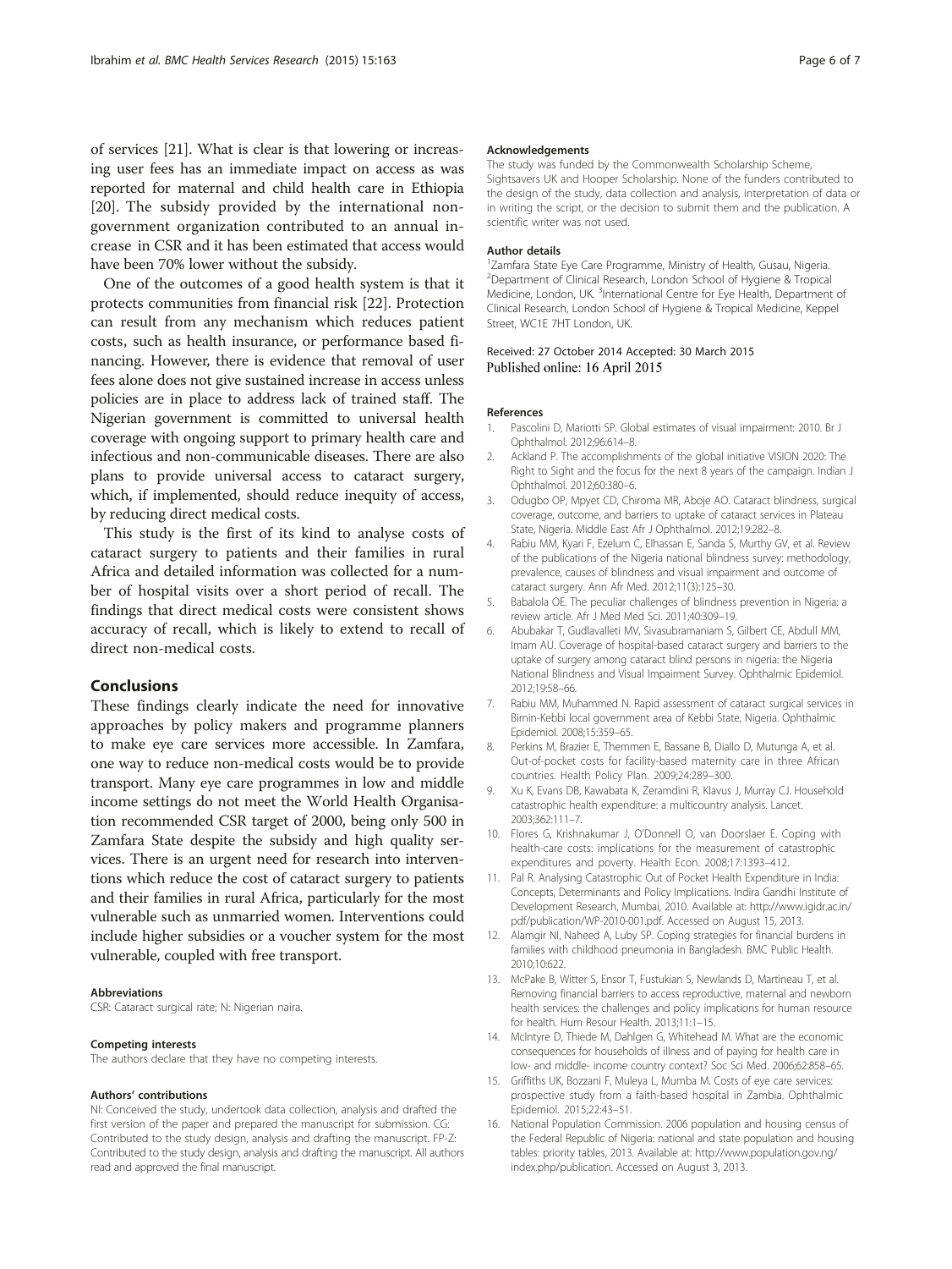of services [21]. What is clear is that lowering or increasing user fees has an immediate impact on access as was reported for maternal and child health care in Ethiopia [20]. The subsidy provided by the international non-government organization contributed to an annual increase in CSR and it has been estimated that access would have been 70% lower without the subsidy.

One of the outcomes of a good health system is that it protects communities from financial risk [22]. Protection can result from any mechanism which reduces patient costs, such as health insurance, or performance based financing. However, there is evidence that removal of user fees alone does not give sustained increase in access unless policies are in place to address lack of trained staff. The Nigerian government is committed to universal health coverage with ongoing support to primary health care and infectious and non-communicable diseases. There are also plans to provide universal access to cataract surgery, which, if implemented, should reduce inequity of access, by reducing direct medical costs.

This study is the first of its kind to analyse costs of cataract surgery to patients and their families in rural Africa and detailed information was collected for a number of hospital visits over a short period of recall. The findings that direct medical costs were consistent shows accuracy of recall, which is likely to extend to recall of direct non-medical costs.

## Conclusions

These findings clearly indicate the need for innovative approaches by policy makers and programme planners to make eye care services more accessible. In Zamfara, one way to reduce non-medical costs would be to provide transport. Many eye care programmes in low and middle income settings do not meet the World Health Organisation recommended CSR target of 2000, being only 500 in Zamfara State despite the subsidy and high quality services. There is an urgent need for research into interventions which reduce the cost of cataract surgery to patients and their families in rural Africa, particularly for the most vulnerable such as unmarried women. Interventions could include higher subsidies or a voucher system for the most vulnerable, coupled with free transport.

#### Abbreviations

CSR: Cataract surgical rate; N: Nigerian naira.

#### Competing interests

The authors declare that they have no competing interests.

#### Authors' contributions

NI: Conceived the study, undertook data collection, analysis and drafted the first version of the paper and prepared the manuscript for submission. CG: Contributed to the study design, analysis and drafting the manuscript. FP-Z: Contributed to the study design, analysis and drafting the manuscript. All authors read and approved the final manuscript.

#### Acknowledgements

The study was funded by the Commonwealth Scholarship Scheme, Sightsavers UK and Hooper Scholarship. None of the funders contributed to the design of the study, data collection and analysis, interpretation of data or in writing the script, or the decision to submit them and the publication. A scientific writer was not used.

#### Author details

[1]Zamfara State Eye Care Programme, Ministry of Health, Gusau, Nigeria. [2]Department of Clinical Research, London School of Hygiene & Tropical Medicine, London, UK. [3]International Centre for Eye Health, Department of Clinical Research, London School of Hygiene & Tropical Medicine, Keppel Street, WC1E 7HT London, UK.

Received: 27 October 2014 Accepted: 30 March 2015
Published online: 16 April 2015

#### References

1. Pascolini D, Mariotti SP. Global estimates of visual impairment: 2010. Br J Ophthalmol. 2012;96:614–8.
2. Ackland P. The accomplishments of the global initiative VISION 2020: The Right to Sight and the focus for the next 8 years of the campaign. Indian J Ophthalmol. 2012;60:380–6.
3. Odugbo OP, Mpyet CD, Chiroma MR, Aboje AO. Cataract blindness, surgical coverage, outcome, and barriers to uptake of cataract services in Plateau State, Nigeria. Middle East Afr J Ophthalmol. 2012;19:282–8.
4. Rabiu MM, Kyari F, Ezelum C, Elhassan E, Sanda S, Murthy GV, et al. Review of the publications of the Nigeria national blindness survey: methodology, prevalence, causes of blindness and visual impairment and outcome of cataract surgery. Ann Afr Med. 2012;11(3):125–30.
5. Babalola OE. The peculiar challenges of blindness prevention in Nigeria: a review article. Afr J Med Med Sci. 2011;40:309–19.
6. Abubakar T, Gudlavalleti MV, Sivasubramaniam S, Gilbert CE, Abdull MM, Imam AU. Coverage of hospital-based cataract surgery and barriers to the uptake of surgery among cataract blind persons in nigeria: the Nigeria National Blindness and Visual Impairment Survey. Ophthalmic Epidemiol. 2012;19:58–66.
7. Rabiu MM, Muhammed N. Rapid assessment of cataract surgical services in Birnin-Kebbi local government area of Kebbi State, Nigeria. Ophthalmic Epidemiol. 2008;15:359–65.
8. Perkins M, Brazier E, Themmen E, Bassane B, Diallo D, Mutunga A, et al. Out-of-pocket costs for facility-based maternity care in three African countries. Health Policy Plan. 2009;24:289–300.
9. Xu K, Evans DB, Kawabata K, Zeramdini R, Klavus J, Murray CJ. Household catastrophic health expenditure: a multicountry analysis. Lancet. 2003;362:111–7.
10. Flores G, Krishnakumar J, O'Donnell O, van Doorslaer E. Coping with health-care costs: implications for the measurement of catastrophic expenditures and poverty. Health Econ. 2008;17:1393–412.
11. Pal R. Analysing Catastrophic Out of Pocket Health Expenditure in India: Concepts, Determinants and Policy Implications. Indira Gandhi Institute of Development Research, Mumbai, 2010. Available at: http://www.igidr.ac.in/pdf/publication/WP-2010-001.pdf. Accessed on August 15, 2013.
12. Alamgir NI, Naheed A, Luby SP. Coping strategies for financial burdens in families with childhood pneumonia in Bangladesh. BMC Public Health. 2010;10:622.
13. McPake B, Witter S, Ensor T, Fustukian S, Newlands D, Martineau T, et al. Removing financial barriers to access reproductive, maternal and newborn health services: the challenges and policy implications for human resource for health. Hum Resour Health. 2013;11:1–15.
14. McIntyre D, Thiede M, Dahlgen G, Whitehead M. What are the economic consequences for households of illness and of paying for health care in low- and middle- income country context? Soc Sci Med. 2006;62:858–65.
15. Griffiths UK, Bozzani F, Muleya L, Mumba M. Costs of eye care services: prospective study from a faith-based hospital in Zambia. Ophthalmic Epidemiol. 2015;22:43–51.
16. National Population Commission. 2006 population and housing census of the Federal Republic of Nigeria: national and state population and housing tables: priority tables, 2013. Available at: http://www.population.gov.ng/index.php/publication. Accessed on August 3, 2013.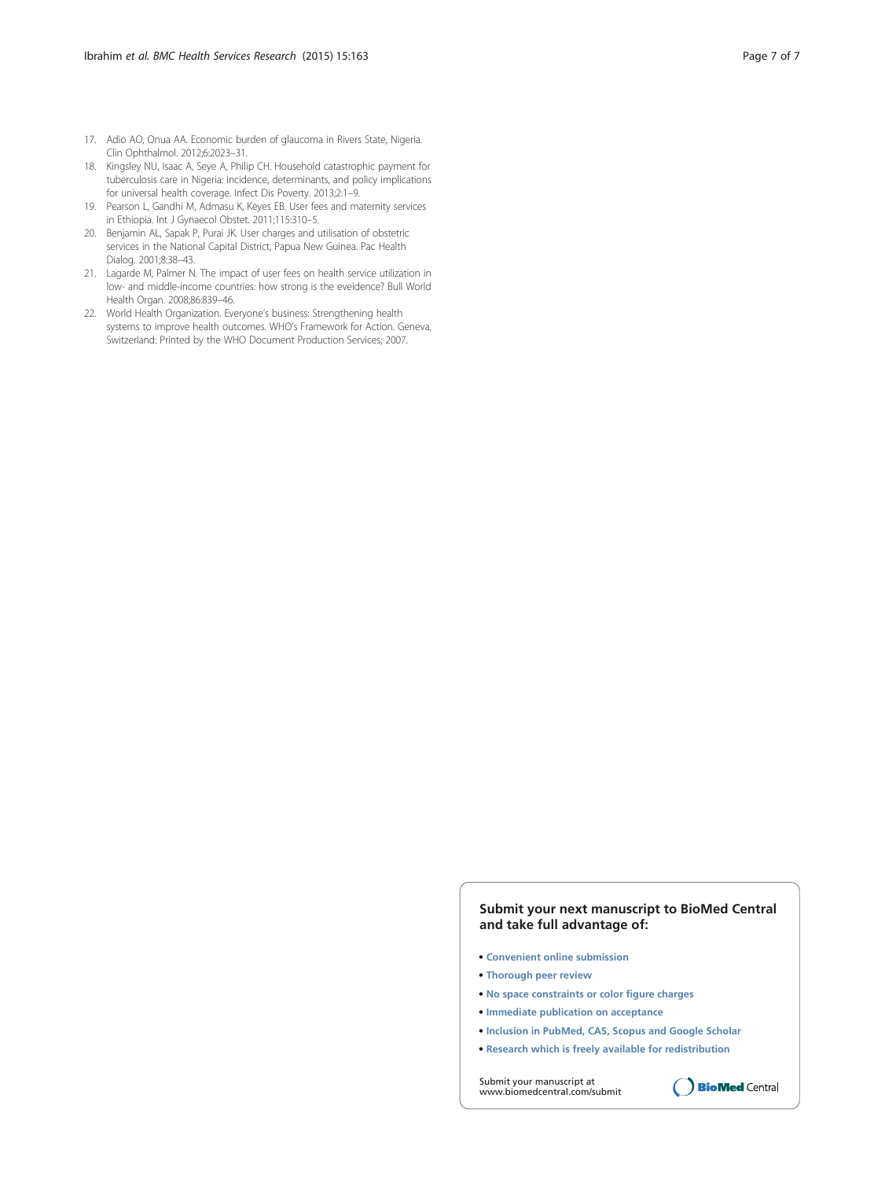17. Adio AO, Onua AA. Economic burden of glaucoma in Rivers State, Nigeria. Clin Ophthalmol. 2012;6:2023–31.
18. Kingsley NU, Isaac A, Seye A, Philip CH. Household catastrophic payment for tuberculosis care in Nigeria: incidence, determinants, and policy implications for universal health coverage. Infect Dis Poverty. 2013;2:1–9.
19. Pearson L, Gandhi M, Admasu K, Keyes EB. User fees and maternity services in Ethiopia. Int J Gynaecol Obstet. 2011;115:310–5.
20. Benjamin AL, Sapak P, Purai JK. User charges and utilisation of obstetric services in the National Capital District, Papua New Guinea. Pac Health Dialog. 2001;8:38–43.
21. Lagarde M, Palmer N. The impact of user fees on health service utilization in low- and middle-income countries: how strong is the eveidence? Bull World Health Organ. 2008;86:839–46.
22. World Health Organization. Everyone's business: Strengthening health systems to improve health outcomes. WHO's Framework for Action. Geneva, Switzerland: Printed by the WHO Document Production Services; 2007.

**Submit your next manuscript to BioMed Central and take full advantage of:**

- **Convenient online submission**
- **Thorough peer review**
- **No space constraints or color figure charges**
- **Immediate publication on acceptance**
- **Inclusion in PubMed, CAS, Scopus and Google Scholar**
- **Research which is freely available for redistribution**

Submit your manuscript at www.biomedcentral.com/submit

BioMed Central